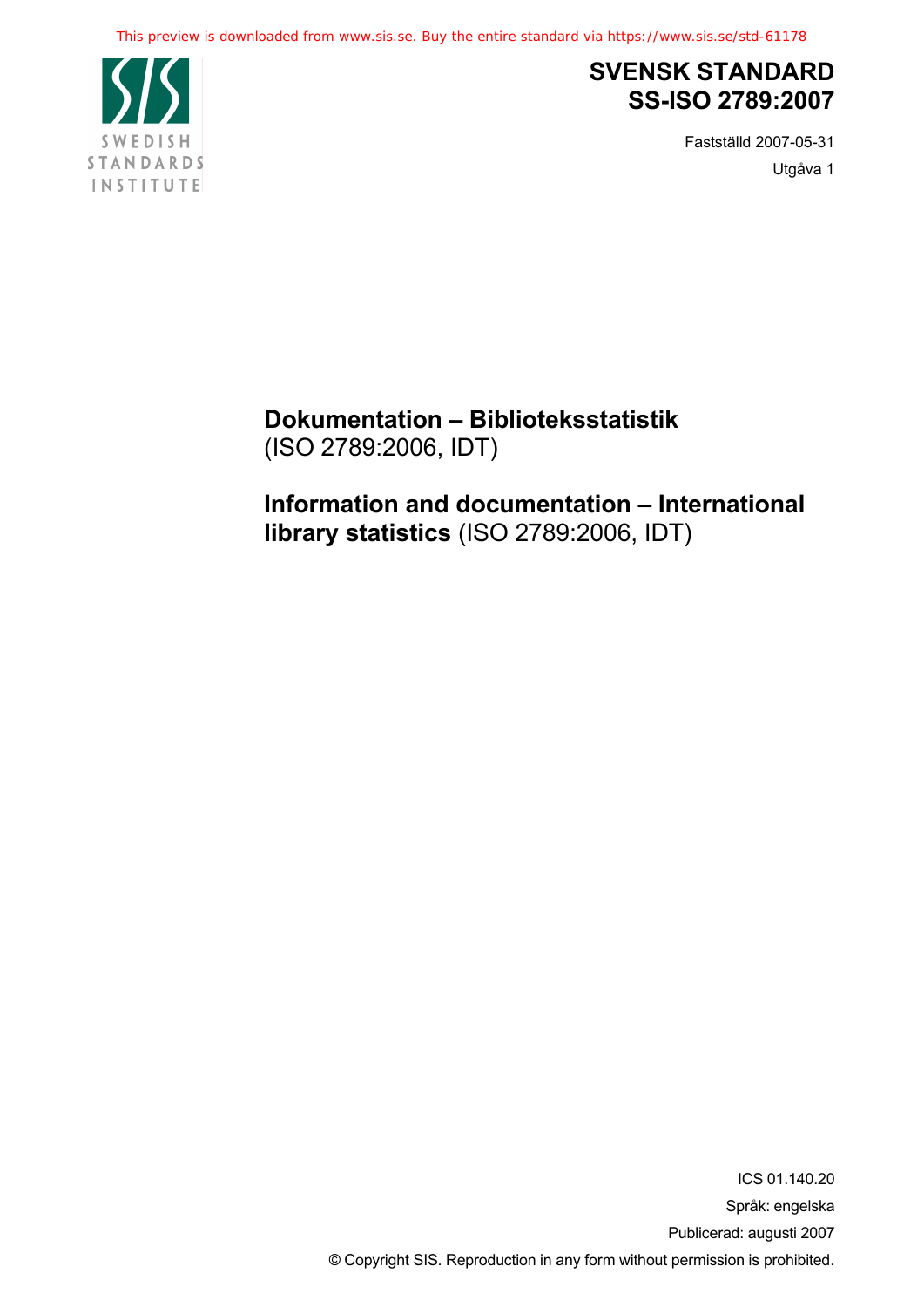This preview is downloaded from www.sis.se. Buy the entire standard via https://www.sis.se/std-61178

SWEDISH STANDARDS INSTITUTE

# SVENSK STANDARD SS-ISO 2789:2007

Fastställd 2007-05-31

Utgåva 1

## Dokumentation – Biblioteksstatistik (ISO 2789:2006, IDT)

## Information and documentation – International library statistics (ISO 2789:2006, IDT)

ICS 01.140.20

Språk: engelska

Publicerad: augusti 2007

© Copyright SIS. Reproduction in any form without permission is prohibited.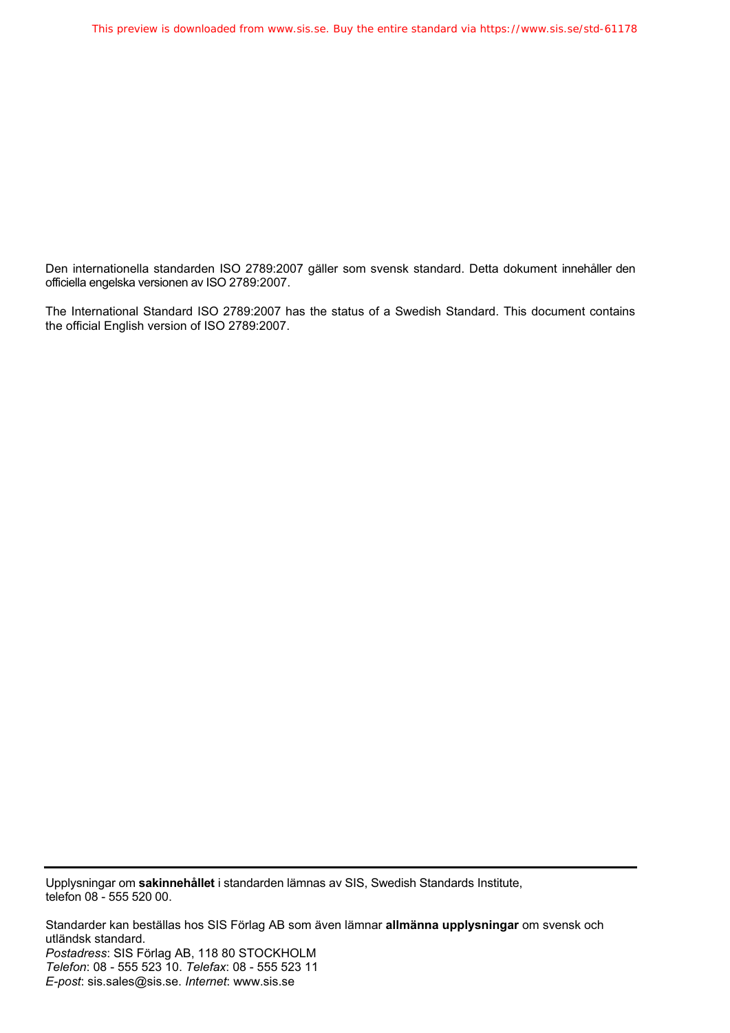Den internationella standarden ISO 2789:2007 gäller som svensk standard. Detta dokument innehåller den officiella engelska versionen av ISO 2789:2007.

The International Standard ISO 2789:2007 has the status of a Swedish Standard. This document contains the official English version of ISO 2789:2007.

---

Upplysningar om **sakinnehållet** i standarden lämnas av SIS, Swedish Standards Institute, telefon 08 - 555 520 00.

Standarder kan beställas hos SIS Förlag AB som även lämnar **allmänna upplysningar** om svensk och utländsk standard.
*Postadress*: SIS Förlag AB, 118 80 STOCKHOLM
*Telefon*: 08 - 555 523 10. *Telefax*: 08 - 555 523 11
*E-post*: sis.sales@sis.se. *Internet*: www.sis.se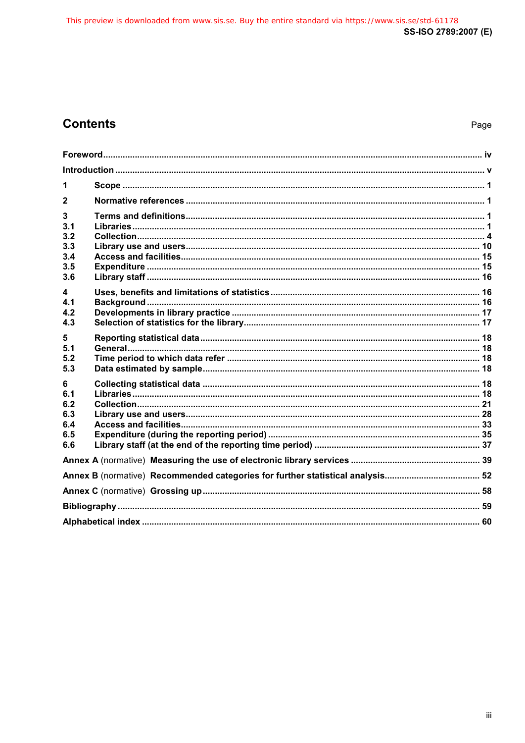## Contents

Page

Foreword ........ iv

Introduction ........ v

1 Scope ........ 1

2 Normative references ........ 1

3 Terms and definitions ........ 1
3.1 Libraries ........ 1
3.2 Collection ........ 4
3.3 Library use and users ........ 10
3.4 Access and facilities ........ 15
3.5 Expenditure ........ 15
3.6 Library staff ........ 16

4 Uses, benefits and limitations of statistics ........ 16
4.1 Background ........ 16
4.2 Developments in library practice ........ 17
4.3 Selection of statistics for the library ........ 17

5 Reporting statistical data ........ 18
5.1 General ........ 18
5.2 Time period to which data refer ........ 18
5.3 Data estimated by sample ........ 18

6 Collecting statistical data ........ 18
6.1 Libraries ........ 18
6.2 Collection ........ 21
6.3 Library use and users ........ 28
6.4 Access and facilities ........ 33
6.5 Expenditure (during the reporting period) ........ 35
6.6 Library staff (at the end of the reporting time period) ........ 37

Annex A (normative) Measuring the use of electronic library services ........ 39

Annex B (normative) Recommended categories for further statistical analysis ........ 52

Annex C (normative) Grossing up ........ 58

Bibliography ........ 59

Alphabetical index ........ 60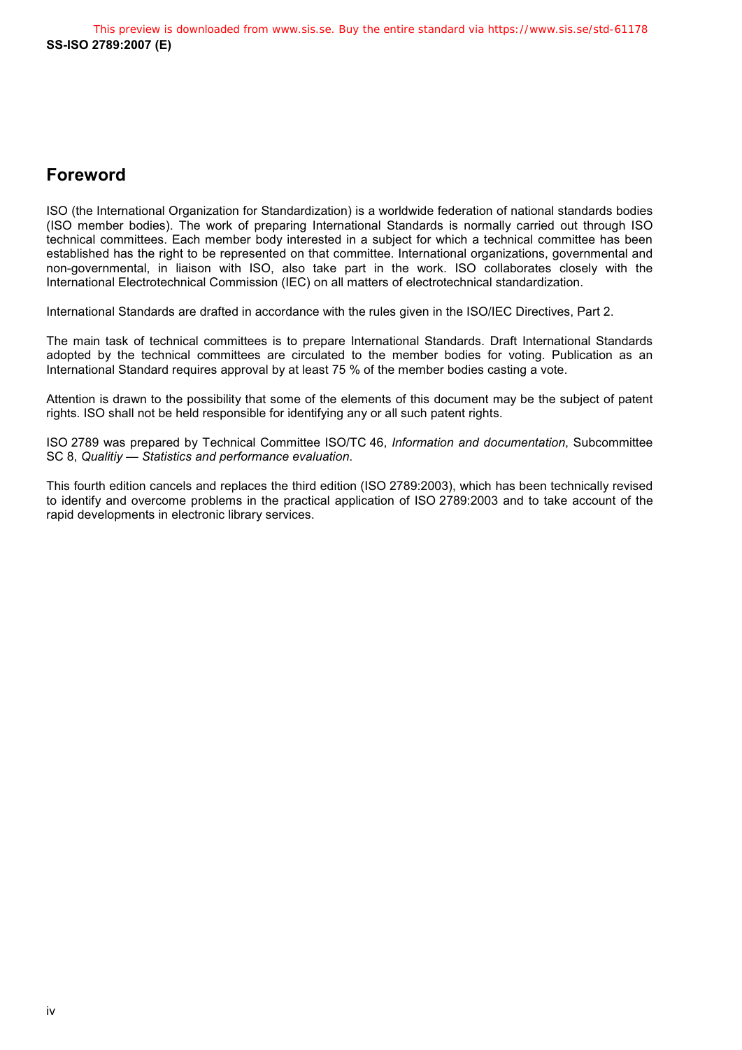## Foreword

ISO (the International Organization for Standardization) is a worldwide federation of national standards bodies (ISO member bodies). The work of preparing International Standards is normally carried out through ISO technical committees. Each member body interested in a subject for which a technical committee has been established has the right to be represented on that committee. International organizations, governmental and non-governmental, in liaison with ISO, also take part in the work. ISO collaborates closely with the International Electrotechnical Commission (IEC) on all matters of electrotechnical standardization.

International Standards are drafted in accordance with the rules given in the ISO/IEC Directives, Part 2.

The main task of technical committees is to prepare International Standards. Draft International Standards adopted by the technical committees are circulated to the member bodies for voting. Publication as an International Standard requires approval by at least 75 % of the member bodies casting a vote.

Attention is drawn to the possibility that some of the elements of this document may be the subject of patent rights. ISO shall not be held responsible for identifying any or all such patent rights.

ISO 2789 was prepared by Technical Committee ISO/TC 46, *Information and documentation*, Subcommittee SC 8, *Qualitiy — Statistics and performance evaluation*.

This fourth edition cancels and replaces the third edition (ISO 2789:2003), which has been technically revised to identify and overcome problems in the practical application of ISO 2789:2003 and to take account of the rapid developments in electronic library services.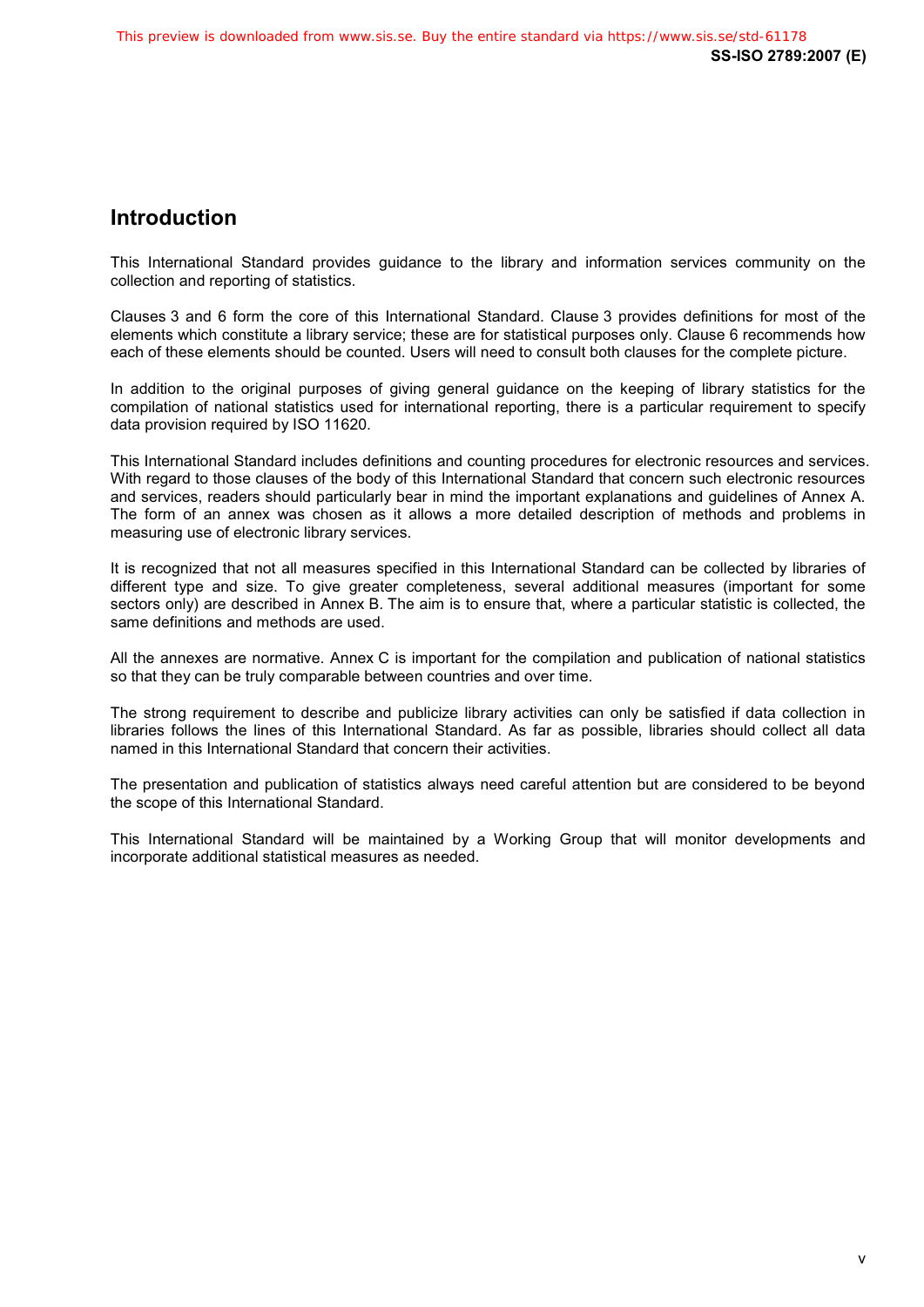## Introduction

This International Standard provides guidance to the library and information services community on the collection and reporting of statistics.

Clauses 3 and 6 form the core of this International Standard. Clause 3 provides definitions for most of the elements which constitute a library service; these are for statistical purposes only. Clause 6 recommends how each of these elements should be counted. Users will need to consult both clauses for the complete picture.

In addition to the original purposes of giving general guidance on the keeping of library statistics for the compilation of national statistics used for international reporting, there is a particular requirement to specify data provision required by ISO 11620.

This International Standard includes definitions and counting procedures for electronic resources and services. With regard to those clauses of the body of this International Standard that concern such electronic resources and services, readers should particularly bear in mind the important explanations and guidelines of Annex A. The form of an annex was chosen as it allows a more detailed description of methods and problems in measuring use of electronic library services.

It is recognized that not all measures specified in this International Standard can be collected by libraries of different type and size. To give greater completeness, several additional measures (important for some sectors only) are described in Annex B. The aim is to ensure that, where a particular statistic is collected, the same definitions and methods are used.

All the annexes are normative. Annex C is important for the compilation and publication of national statistics so that they can be truly comparable between countries and over time.

The strong requirement to describe and publicize library activities can only be satisfied if data collection in libraries follows the lines of this International Standard. As far as possible, libraries should collect all data named in this International Standard that concern their activities.

The presentation and publication of statistics always need careful attention but are considered to be beyond the scope of this International Standard.

This International Standard will be maintained by a Working Group that will monitor developments and incorporate additional statistical measures as needed.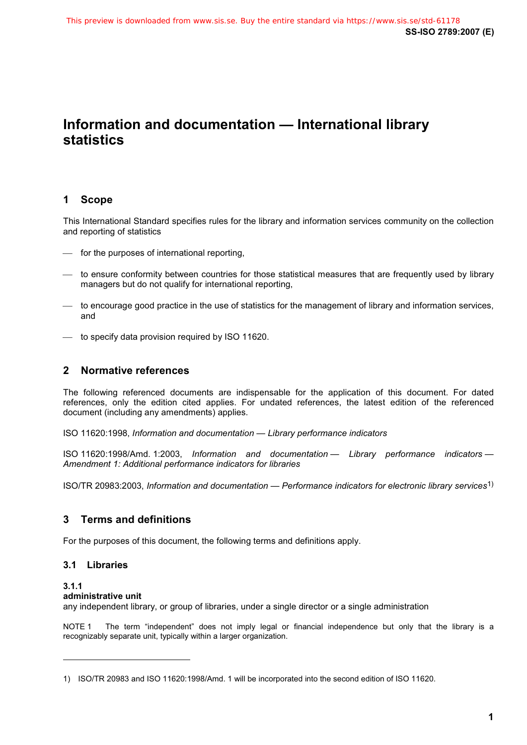# Information and documentation — International library statistics

## 1 Scope

This International Standard specifies rules for the library and information services community on the collection and reporting of statistics

- for the purposes of international reporting,
- to ensure conformity between countries for those statistical measures that are frequently used by library managers but do not qualify for international reporting,
- to encourage good practice in the use of statistics for the management of library and information services, and
- to specify data provision required by ISO 11620.

## 2 Normative references

The following referenced documents are indispensable for the application of this document. For dated references, only the edition cited applies. For undated references, the latest edition of the referenced document (including any amendments) applies.

ISO 11620:1998, *Information and documentation — Library performance indicators*

ISO 11620:1998/Amd. 1:2003, *Information and documentation — Library performance indicators — Amendment 1: Additional performance indicators for libraries*

ISO/TR 20983:2003, *Information and documentation — Performance indicators for electronic library services*[1)]

## 3 Terms and definitions

For the purposes of this document, the following terms and definitions apply.

### 3.1 Libraries

**3.1.1**
**administrative unit**
any independent library, or group of libraries, under a single director or a single administration

NOTE 1 The term "independent" does not imply legal or financial independence but only that the library is a recognizably separate unit, typically within a larger organization.

---

1) ISO/TR 20983 and ISO 11620:1998/Amd. 1 will be incorporated into the second edition of ISO 11620.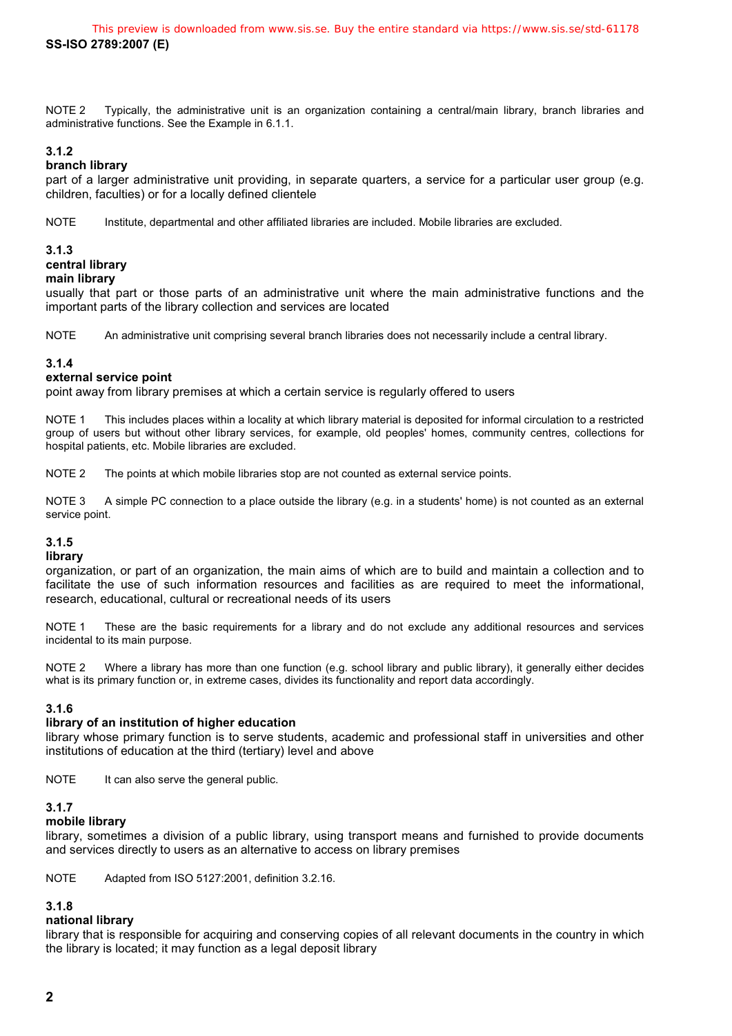NOTE 2 Typically, the administrative unit is an organization containing a central/main library, branch libraries and administrative functions. See the Example in 6.1.1.

### 3.1.2
**branch library**

part of a larger administrative unit providing, in separate quarters, a service for a particular user group (e.g. children, faculties) or for a locally defined clientele

NOTE Institute, departmental and other affiliated libraries are included. Mobile libraries are excluded.

### 3.1.3
**central library**
**main library**

usually that part or those parts of an administrative unit where the main administrative functions and the important parts of the library collection and services are located

NOTE An administrative unit comprising several branch libraries does not necessarily include a central library.

### 3.1.4
**external service point**

point away from library premises at which a certain service is regularly offered to users

NOTE 1 This includes places within a locality at which library material is deposited for informal circulation to a restricted group of users but without other library services, for example, old peoples' homes, community centres, collections for hospital patients, etc. Mobile libraries are excluded.

NOTE 2 The points at which mobile libraries stop are not counted as external service points.

NOTE 3 A simple PC connection to a place outside the library (e.g. in a students' home) is not counted as an external service point.

### 3.1.5
**library**

organization, or part of an organization, the main aims of which are to build and maintain a collection and to facilitate the use of such information resources and facilities as are required to meet the informational, research, educational, cultural or recreational needs of its users

NOTE 1 These are the basic requirements for a library and do not exclude any additional resources and services incidental to its main purpose.

NOTE 2 Where a library has more than one function (e.g. school library and public library), it generally either decides what is its primary function or, in extreme cases, divides its functionality and report data accordingly.

### 3.1.6
**library of an institution of higher education**

library whose primary function is to serve students, academic and professional staff in universities and other institutions of education at the third (tertiary) level and above

NOTE It can also serve the general public.

### 3.1.7
**mobile library**

library, sometimes a division of a public library, using transport means and furnished to provide documents and services directly to users as an alternative to access on library premises

NOTE Adapted from ISO 5127:2001, definition 3.2.16.

### 3.1.8
**national library**

library that is responsible for acquiring and conserving copies of all relevant documents in the country in which the library is located; it may function as a legal deposit library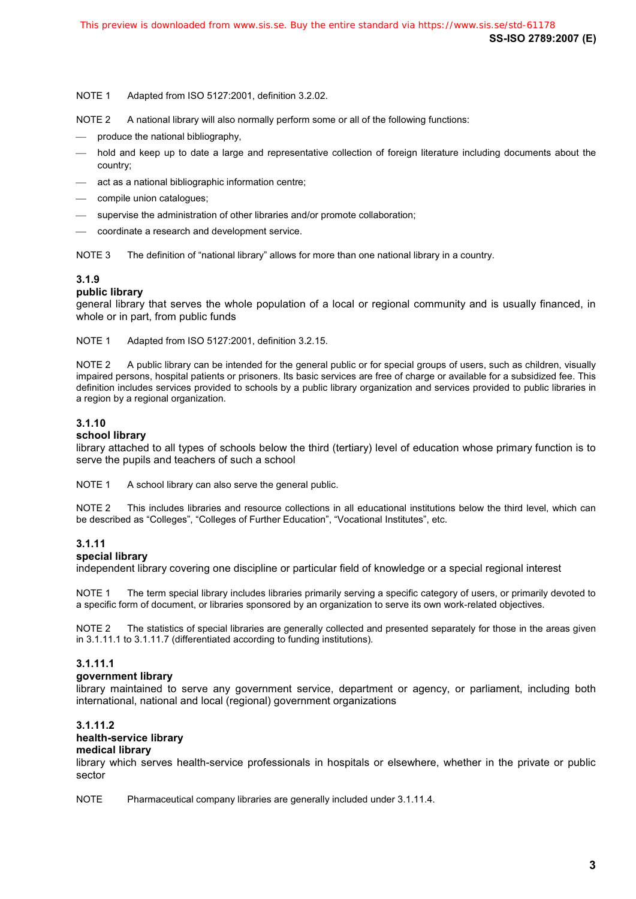NOTE 1 Adapted from ISO 5127:2001, definition 3.2.02.

NOTE 2 A national library will also normally perform some or all of the following functions:

- produce the national bibliography,
- hold and keep up to date a large and representative collection of foreign literature including documents about the country;
- act as a national bibliographic information centre;
- compile union catalogues;
- supervise the administration of other libraries and/or promote collaboration;
- coordinate a research and development service.

NOTE 3 The definition of "national library" allows for more than one national library in a country.

### 3.1.9
**public library**

general library that serves the whole population of a local or regional community and is usually financed, in whole or in part, from public funds

NOTE 1 Adapted from ISO 5127:2001, definition 3.2.15.

NOTE 2 A public library can be intended for the general public or for special groups of users, such as children, visually impaired persons, hospital patients or prisoners. Its basic services are free of charge or available for a subsidized fee. This definition includes services provided to schools by a public library organization and services provided to public libraries in a region by a regional organization.

### 3.1.10
**school library**

library attached to all types of schools below the third (tertiary) level of education whose primary function is to serve the pupils and teachers of such a school

NOTE 1 A school library can also serve the general public.

NOTE 2 This includes libraries and resource collections in all educational institutions below the third level, which can be described as "Colleges", "Colleges of Further Education", "Vocational Institutes", etc.

### 3.1.11
**special library**

independent library covering one discipline or particular field of knowledge or a special regional interest

NOTE 1 The term special library includes libraries primarily serving a specific category of users, or primarily devoted to a specific form of document, or libraries sponsored by an organization to serve its own work-related objectives.

NOTE 2 The statistics of special libraries are generally collected and presented separately for those in the areas given in 3.1.11.1 to 3.1.11.7 (differentiated according to funding institutions).

### 3.1.11.1
**government library**

library maintained to serve any government service, department or agency, or parliament, including both international, national and local (regional) government organizations

### 3.1.11.2
**health-service library**
**medical library**

library which serves health-service professionals in hospitals or elsewhere, whether in the private or public sector

NOTE Pharmaceutical company libraries are generally included under 3.1.11.4.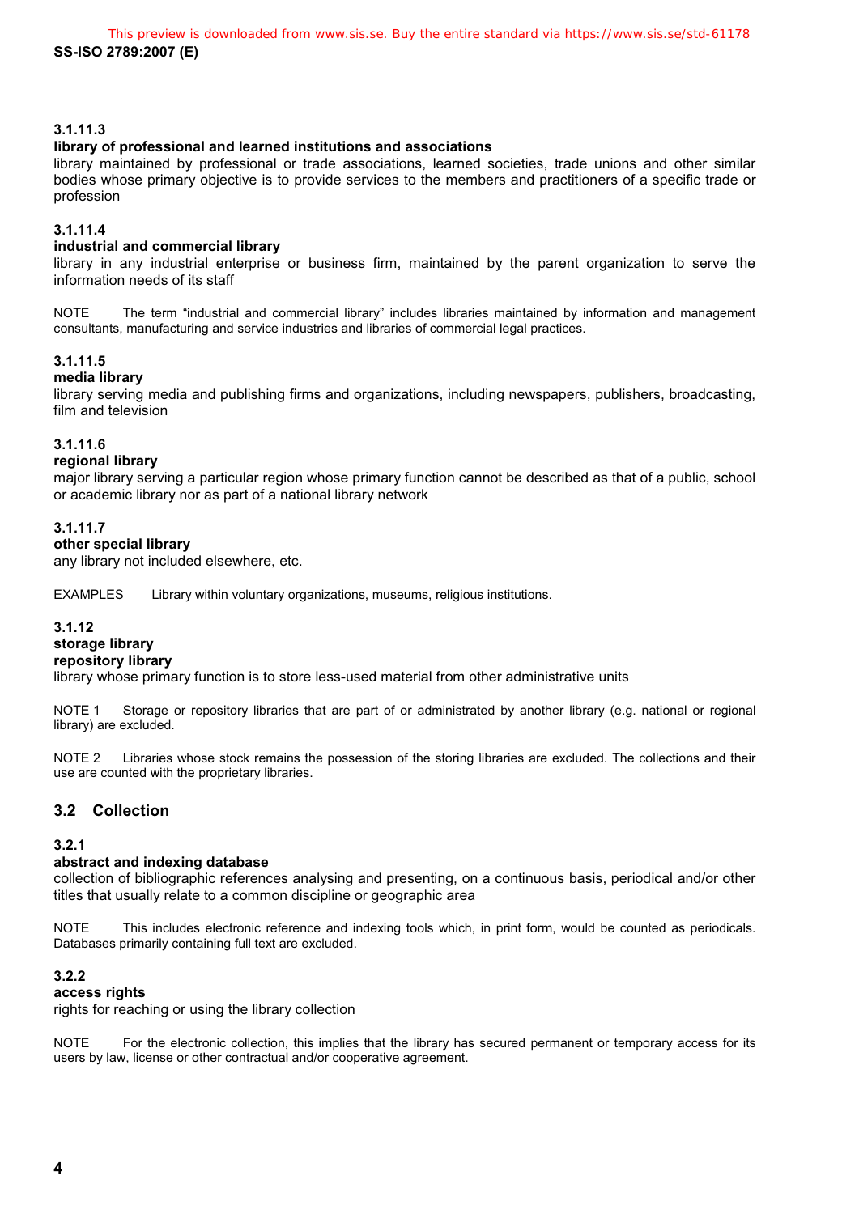**3.1.11.3**

**library of professional and learned institutions and associations**

library maintained by professional or trade associations, learned societies, trade unions and other similar bodies whose primary objective is to provide services to the members and practitioners of a specific trade or profession

**3.1.11.4**

**industrial and commercial library**

library in any industrial enterprise or business firm, maintained by the parent organization to serve the information needs of its staff

NOTE The term “industrial and commercial library” includes libraries maintained by information and management consultants, manufacturing and service industries and libraries of commercial legal practices.

**3.1.11.5**

**media library**

library serving media and publishing firms and organizations, including newspapers, publishers, broadcasting, film and television

**3.1.11.6**

**regional library**

major library serving a particular region whose primary function cannot be described as that of a public, school or academic library nor as part of a national library network

**3.1.11.7**

**other special library**

any library not included elsewhere, etc.

EXAMPLES Library within voluntary organizations, museums, religious institutions.

**3.1.12**

**storage library**

**repository library**

library whose primary function is to store less-used material from other administrative units

NOTE 1 Storage or repository libraries that are part of or administrated by another library (e.g. national or regional library) are excluded.

NOTE 2 Libraries whose stock remains the possession of the storing libraries are excluded. The collections and their use are counted with the proprietary libraries.

## 3.2 Collection

**3.2.1**

**abstract and indexing database**

collection of bibliographic references analysing and presenting, on a continuous basis, periodical and/or other titles that usually relate to a common discipline or geographic area

NOTE This includes electronic reference and indexing tools which, in print form, would be counted as periodicals. Databases primarily containing full text are excluded.

**3.2.2**

**access rights**

rights for reaching or using the library collection

NOTE For the electronic collection, this implies that the library has secured permanent or temporary access for its users by law, license or other contractual and/or cooperative agreement.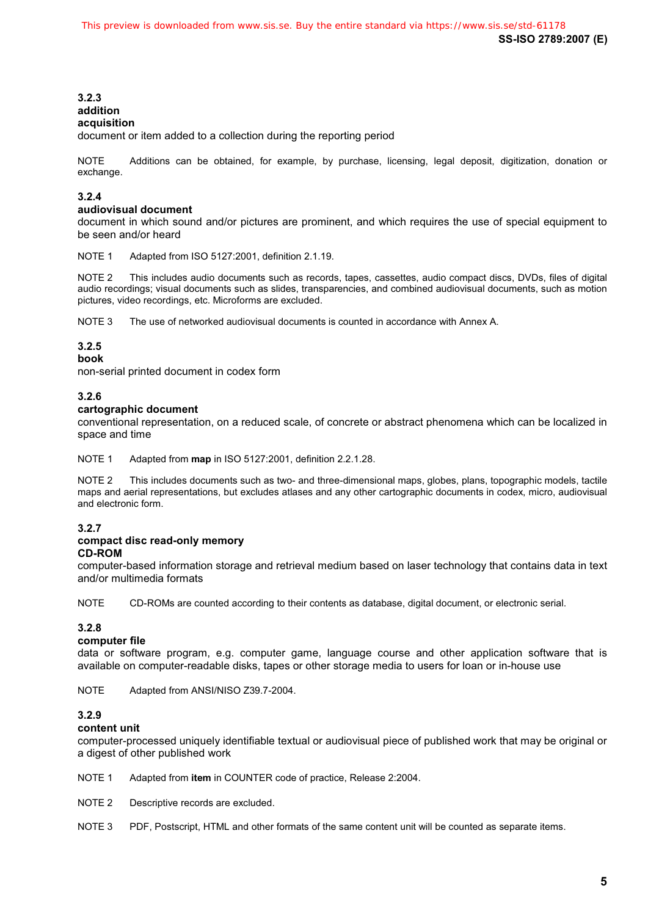**3.2.3**
**addition**
**acquisition**
document or item added to a collection during the reporting period

NOTE Additions can be obtained, for example, by purchase, licensing, legal deposit, digitization, donation or exchange.

**3.2.4**
**audiovisual document**
document in which sound and/or pictures are prominent, and which requires the use of special equipment to be seen and/or heard

NOTE 1 Adapted from ISO 5127:2001, definition 2.1.19.

NOTE 2 This includes audio documents such as records, tapes, cassettes, audio compact discs, DVDs, files of digital audio recordings; visual documents such as slides, transparencies, and combined audiovisual documents, such as motion pictures, video recordings, etc. Microforms are excluded.

NOTE 3 The use of networked audiovisual documents is counted in accordance with Annex A.

**3.2.5**
**book**
non-serial printed document in codex form

**3.2.6**
**cartographic document**
conventional representation, on a reduced scale, of concrete or abstract phenomena which can be localized in space and time

NOTE 1 Adapted from **map** in ISO 5127:2001, definition 2.2.1.28.

NOTE 2 This includes documents such as two- and three-dimensional maps, globes, plans, topographic models, tactile maps and aerial representations, but excludes atlases and any other cartographic documents in codex, micro, audiovisual and electronic form.

**3.2.7**
**compact disc read-only memory**
**CD-ROM**
computer-based information storage and retrieval medium based on laser technology that contains data in text and/or multimedia formats

NOTE CD-ROMs are counted according to their contents as database, digital document, or electronic serial.

**3.2.8**
**computer file**
data or software program, e.g. computer game, language course and other application software that is available on computer-readable disks, tapes or other storage media to users for loan or in-house use

NOTE Adapted from ANSI/NISO Z39.7-2004.

**3.2.9**
**content unit**
computer-processed uniquely identifiable textual or audiovisual piece of published work that may be original or a digest of other published work

NOTE 1 Adapted from **item** in COUNTER code of practice, Release 2:2004.

NOTE 2 Descriptive records are excluded.

NOTE 3 PDF, Postscript, HTML and other formats of the same content unit will be counted as separate items.